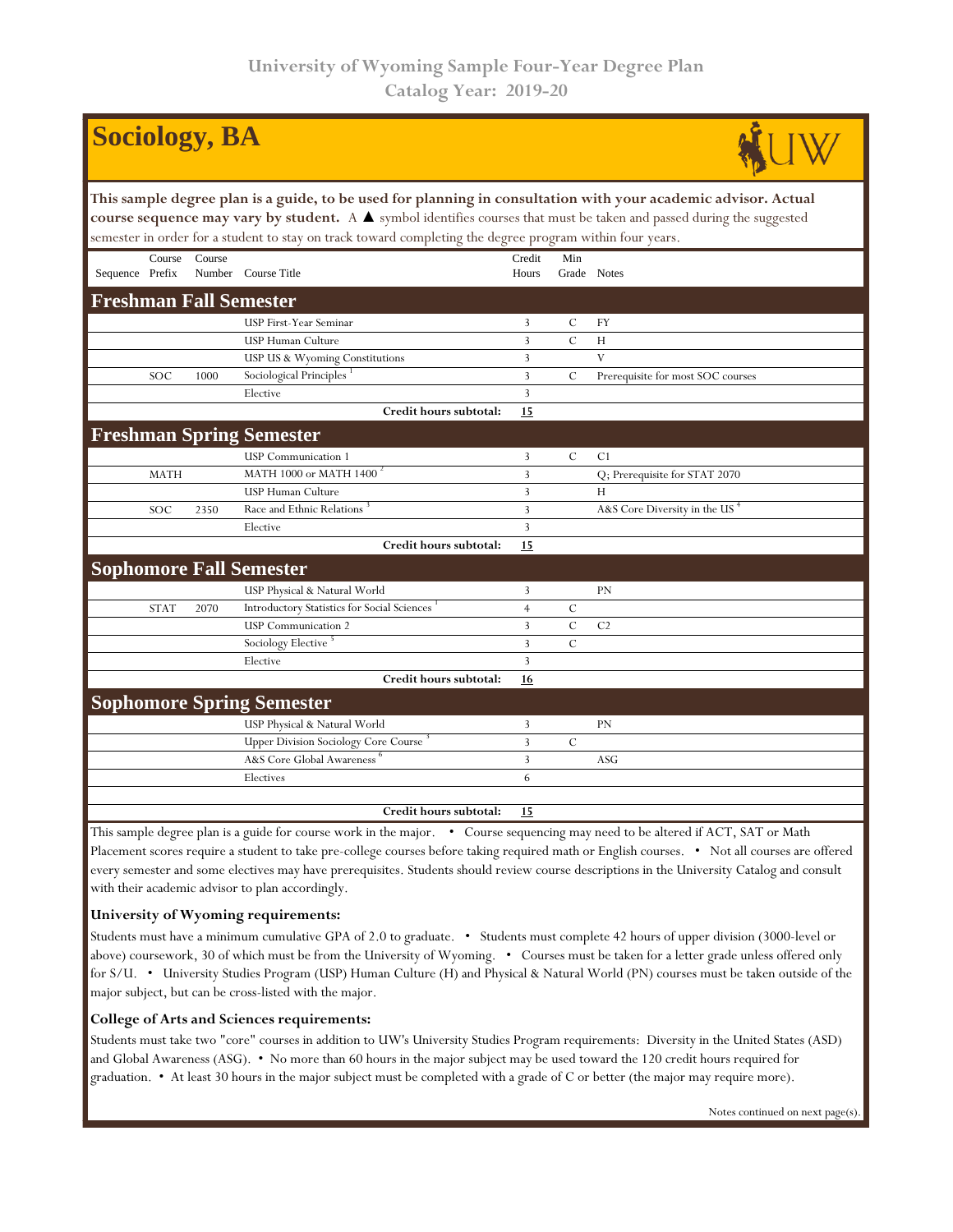University of Wyoming Sample Four-Year Degree Plan
Catalog Year: 2019-20

# Sociology, BA

**This sample degree plan is a guide, to be used for planning in consultation with your academic advisor. Actual course sequence may vary by student.** A ▲ symbol identifies courses that must be taken and passed during the suggested semester in order for a student to stay on track toward completing the degree program within four years.

| Sequence | Course Prefix | Course Number | Course Title | Credit Hours | Min Grade | Notes |
|---|---|---|---|---|---|---|
| **Freshman Fall Semester** | | | | | | |
| | | | USP First-Year Seminar | 3 | C | FY |
| | | | USP Human Culture | 3 | C | H |
| | | | USP US & Wyoming Constitutions | 3 | | V |
| | SOC | 1000 | Sociological Principles [1] | 3 | C | Prerequisite for most SOC courses |
| | | | Elective | 3 | | |
| | | | **Credit hours subtotal:** | **15** | | |
| **Freshman Spring Semester** | | | | | | |
| | | | USP Communication 1 | 3 | C | C1 |
| | MATH | | MATH 1000 or MATH 1400 [2] | 3 | | Q; Prerequisite for STAT 2070 |
| | | | USP Human Culture | 3 | | H |
| | SOC | 2350 | Race and Ethnic Relations [3] | 3 | | A&S Core Diversity in the US [4] |
| | | | Elective | 3 | | |
| | | | **Credit hours subtotal:** | **15** | | |
| **Sophomore Fall Semester** | | | | | | |
| | | | USP Physical & Natural World | 3 | | PN |
| | STAT | 2070 | Introductory Statistics for Social Sciences [1] | 4 | C | |
| | | | USP Communication 2 | 3 | C | C2 |
| | | | Sociology Elective [5] | 3 | C | |
| | | | Elective | 3 | | |
| | | | **Credit hours subtotal:** | **16** | | |
| **Sophomore Spring Semester** | | | | | | |
| | | | USP Physical & Natural World | 3 | | PN |
| | | | Upper Division Sociology Core Course [3] | 3 | C | |
| | | | A&S Core Global Awareness [6] | 3 | | ASG |
| | | | Electives | 6 | | |
| | | | **Credit hours subtotal:** | **15** | | |

This sample degree plan is a guide for course work in the major. • Course sequencing may need to be altered if ACT, SAT or Math Placement scores require a student to take pre-college courses before taking required math or English courses. • Not all courses are offered every semester and some electives may have prerequisites. Students should review course descriptions in the University Catalog and consult with their academic advisor to plan accordingly.

### University of Wyoming requirements:

Students must have a minimum cumulative GPA of 2.0 to graduate. • Students must complete 42 hours of upper division (3000-level or above) coursework, 30 of which must be from the University of Wyoming. • Courses must be taken for a letter grade unless offered only for S/U. • University Studies Program (USP) Human Culture (H) and Physical & Natural World (PN) courses must be taken outside of the major subject, but can be cross-listed with the major.

### College of Arts and Sciences requirements:

Students must take two "core" courses in addition to UW's University Studies Program requirements: Diversity in the United States (ASD) and Global Awareness (ASG). • No more than 60 hours in the major subject may be used toward the 120 credit hours required for graduation. • At least 30 hours in the major subject must be completed with a grade of C or better (the major may require more).

Notes continued on next page(s).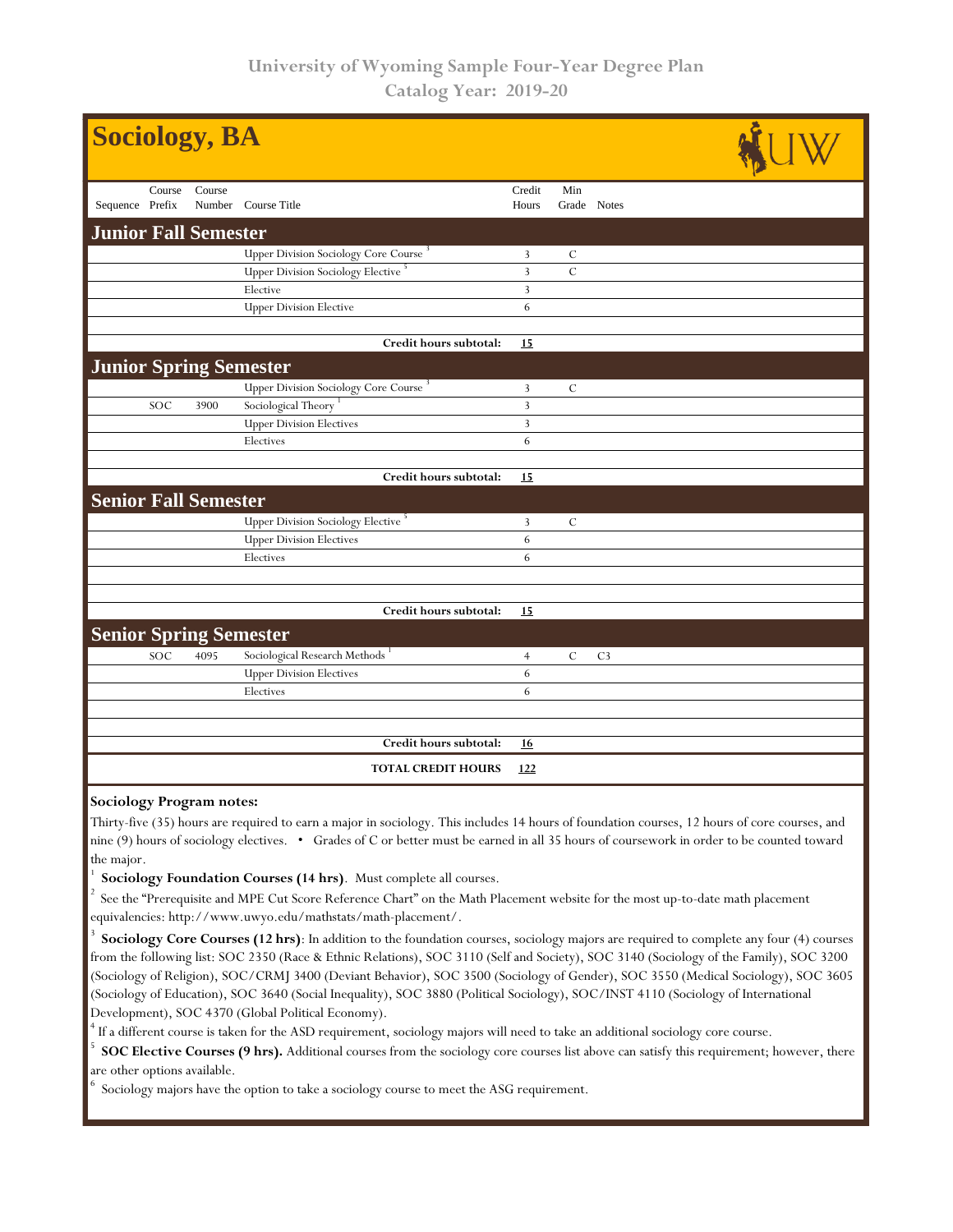University of Wyoming Sample Four-Year Degree Plan
Catalog Year: 2019-20

# Sociology, BA

| Sequence | Course Prefix | Course Number | Course Title | Credit Hours | Min Grade | Notes |
|---|---|---|---|---|---|---|
| **Junior Fall Semester** | | | | | | |
| | | | Upper Division Sociology Core Course [3] | 3 | C | |
| | | | Upper Division Sociology Elective [5] | 3 | C | |
| | | | Elective | 3 | | |
| | | | Upper Division Elective | 6 | | |
| | | | **Credit hours subtotal:** | **15** | | |
| **Junior Spring Semester** | | | | | | |
| | | | Upper Division Sociology Core Course [3] | 3 | C | |
| | SOC | 3900 | Sociological Theory [1] | 3 | | |
| | | | Upper Division Electives | 3 | | |
| | | | Electives | 6 | | |
| | | | **Credit hours subtotal:** | **15** | | |
| **Senior Fall Semester** | | | | | | |
| | | | Upper Division Sociology Elective [5] | 3 | C | |
| | | | Upper Division Electives | 6 | | |
| | | | Electives | 6 | | |
| | | | **Credit hours subtotal:** | **15** | | |
| **Senior Spring Semester** | | | | | | |
| | SOC | 4095 | Sociological Research Methods [1] | 4 | C | C3 |
| | | | Upper Division Electives | 6 | | |
| | | | Electives | 6 | | |
| | | | **Credit hours subtotal:** | **16** | | |
| | | | **TOTAL CREDIT HOURS** | **122** | | |

**Sociology Program notes:**

Thirty-five (35) hours are required to earn a major in sociology. This includes 14 hours of foundation courses, 12 hours of core courses, and nine (9) hours of sociology electives. • Grades of C or better must be earned in all 35 hours of coursework in order to be counted toward the major.

[1] **Sociology Foundation Courses (14 hrs)**. Must complete all courses.

[2] See the "Prerequisite and MPE Cut Score Reference Chart" on the Math Placement website for the most up-to-date math placement equivalencies: http://www.uwyo.edu/mathstats/math-placement/.

[3] **Sociology Core Courses (12 hrs)**: In addition to the foundation courses, sociology majors are required to complete any four (4) courses from the following list: SOC 2350 (Race & Ethnic Relations), SOC 3110 (Self and Society), SOC 3140 (Sociology of the Family), SOC 3200 (Sociology of Religion), SOC/CRMJ 3400 (Deviant Behavior), SOC 3500 (Sociology of Gender), SOC 3550 (Medical Sociology), SOC 3605 (Sociology of Education), SOC 3640 (Social Inequality), SOC 3880 (Political Sociology), SOC/INST 4110 (Sociology of International Development), SOC 4370 (Global Political Economy).

[4] If a different course is taken for the ASD requirement, sociology majors will need to take an additional sociology core course.

[5] **SOC Elective Courses (9 hrs).** Additional courses from the sociology core courses list above can satisfy this requirement; however, there are other options available.

[6] Sociology majors have the option to take a sociology course to meet the ASG requirement.